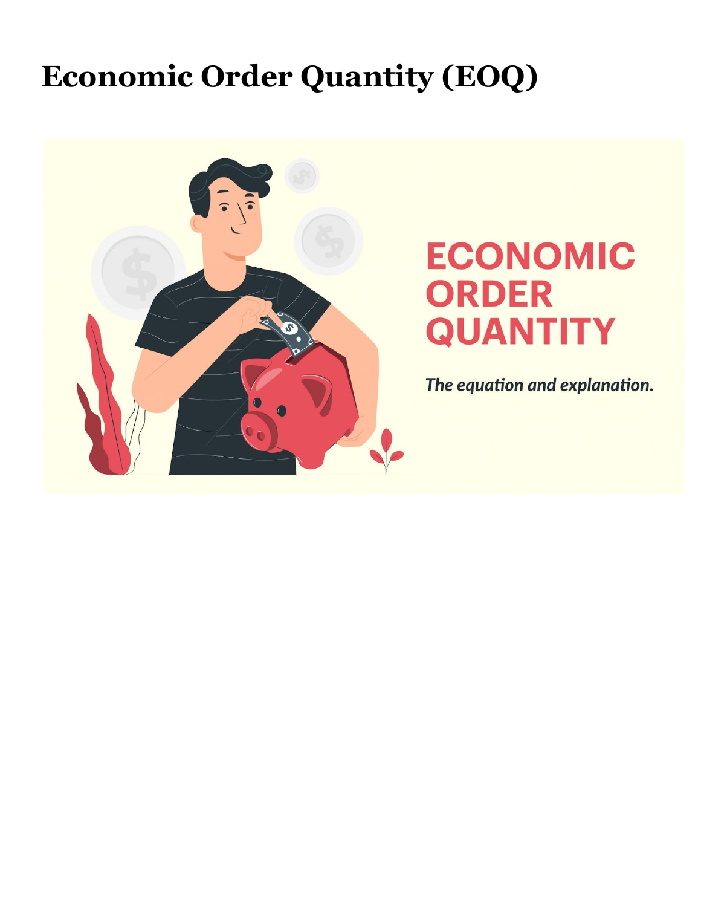# Economic Order Quantity (EOQ)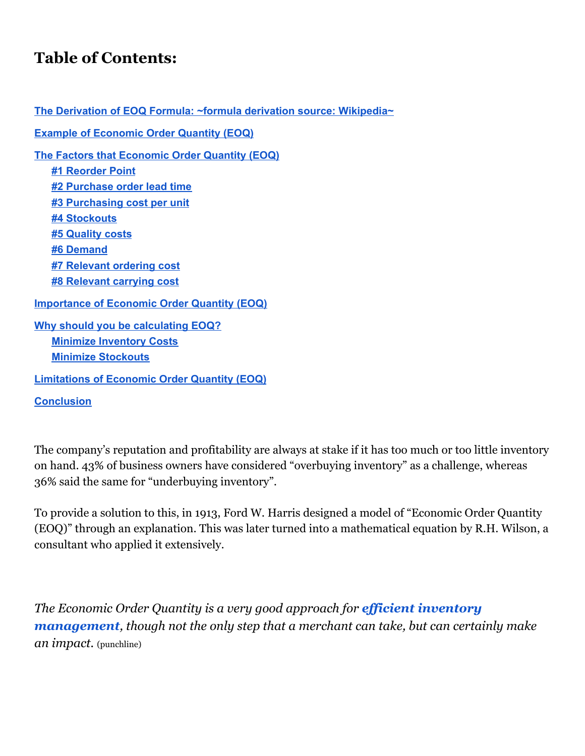# Table of Contents:

[The Derivation of EOQ Formula: ~formula derivation source: Wikipedia~](#)

[Example of Economic Order Quantity (EOQ)](#)

[The Factors that Economic Order Quantity (EOQ)](#)

- [#1 Reorder Point](#)
- [#2 Purchase order lead time](#)
- [#3 Purchasing cost per unit](#)
- [#4 Stockouts](#)
- [#5 Quality costs](#)
- [#6 Demand](#)
- [#7 Relevant ordering cost](#)
- [#8 Relevant carrying cost](#)

[Importance of Economic Order Quantity (EOQ)](#)

[Why should you be calculating EOQ?](#)

- [Minimize Inventory Costs](#)
- [Minimize Stockouts](#)

[Limitations of Economic Order Quantity (EOQ)](#)

[Conclusion](#)

The company's reputation and profitability are always at stake if it has too much or too little inventory on hand. 43% of business owners have considered "overbuying inventory" as a challenge, whereas 36% said the same for "underbuying inventory".

To provide a solution to this, in 1913, Ford W. Harris designed a model of "Economic Order Quantity (EOQ)" through an explanation. This was later turned into a mathematical equation by R.H. Wilson, a consultant who applied it extensively.

*The Economic Order Quantity is a very good approach for **efficient inventory management**, though not the only step that a merchant can take, but can certainly make an impact.* (punchline)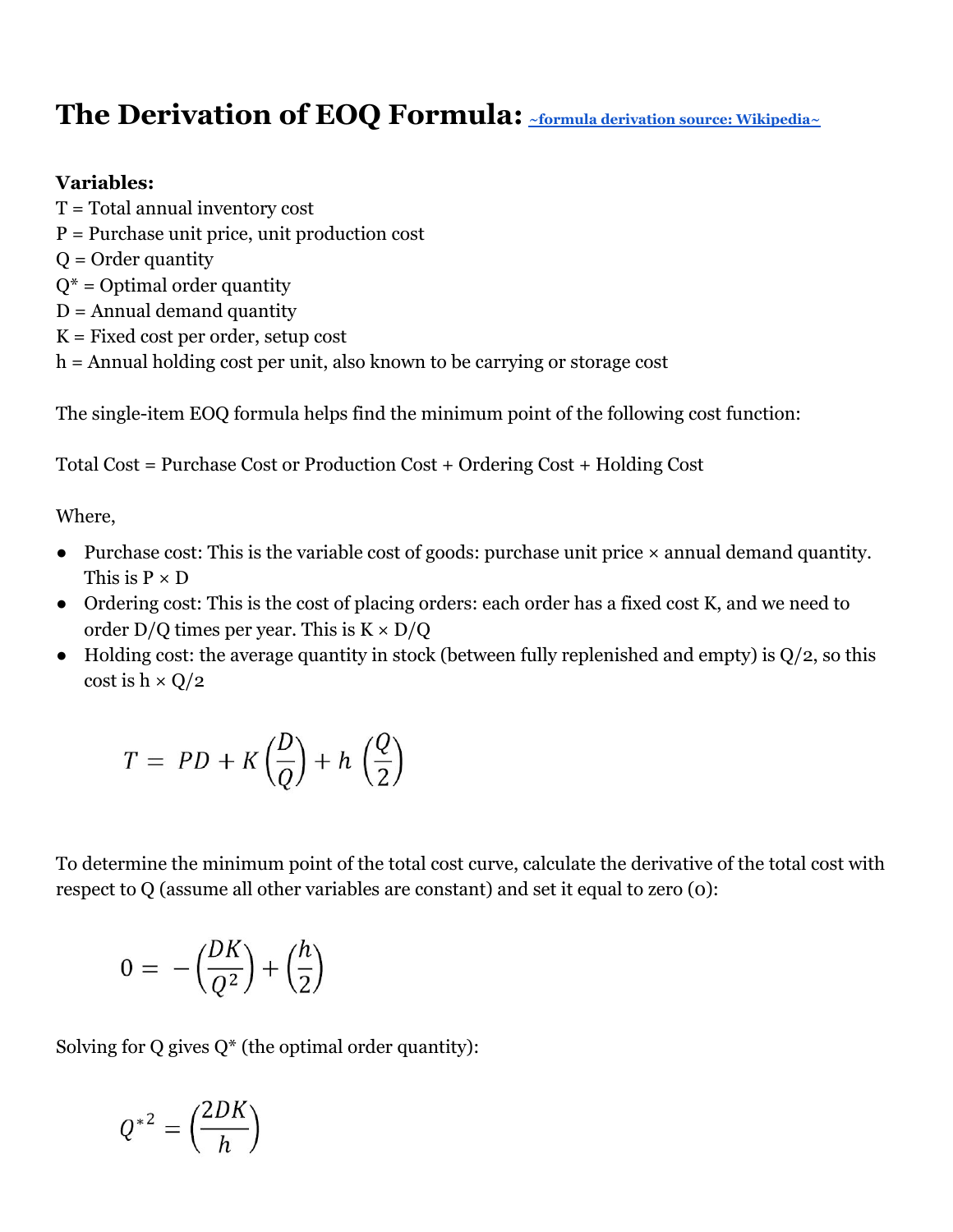# The Derivation of EOQ Formula: [~formula derivation source: Wikipedia~]

**Variables:**
T = Total annual inventory cost
P = Purchase unit price, unit production cost
Q = Order quantity
Q* = Optimal order quantity
D = Annual demand quantity
K = Fixed cost per order, setup cost
h = Annual holding cost per unit, also known to be carrying or storage cost

The single-item EOQ formula helps find the minimum point of the following cost function:

Total Cost = Purchase Cost or Production Cost + Ordering Cost + Holding Cost

Where,

- Purchase cost: This is the variable cost of goods: purchase unit price × annual demand quantity. This is P × D
- Ordering cost: This is the cost of placing orders: each order has a fixed cost K, and we need to order D/Q times per year. This is K × D/Q
- Holding cost: the average quantity in stock (between fully replenished and empty) is Q/2, so this cost is h × Q/2

$$T = PD + K\left(\frac{D}{Q}\right) + h\left(\frac{Q}{2}\right)$$

To determine the minimum point of the total cost curve, calculate the derivative of the total cost with respect to Q (assume all other variables are constant) and set it equal to zero (0):

$$0 = -\left(\frac{DK}{Q^2}\right) + \left(\frac{h}{2}\right)$$

Solving for Q gives Q* (the optimal order quantity):

$$Q^{*2} = \left(\frac{2DK}{h}\right)$$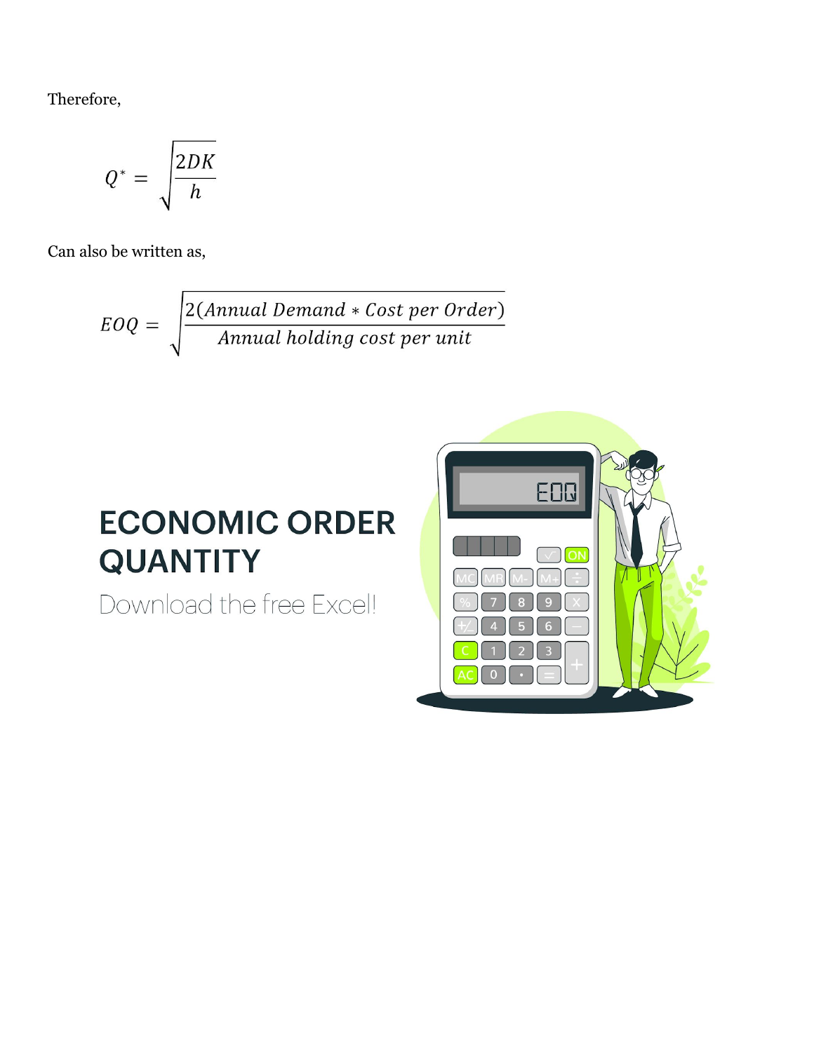Therefore,

$$Q^* = \sqrt{\frac{2DK}{h}}$$

Can also be written as,

$$EOQ = \sqrt{\frac{2(Annual\ Demand * Cost\ per\ Order)}{Annual\ holding\ cost\ per\ unit}}$$

**ECONOMIC ORDER QUANTITY**

Download the free Excel!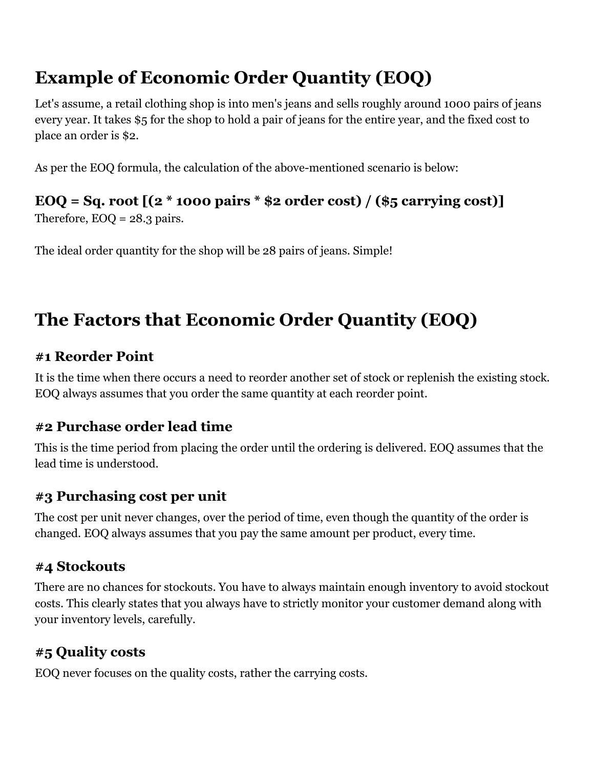## Example of Economic Order Quantity (EOQ)

Let's assume, a retail clothing shop is into men's jeans and sells roughly around 1000 pairs of jeans every year. It takes $5 for the shop to hold a pair of jeans for the entire year, and the fixed cost to place an order is $2.

As per the EOQ formula, the calculation of the above-mentioned scenario is below:

### EOQ = Sq. root [(2 * 1000 pairs * $2 order cost) / ($5 carrying cost)]

Therefore, EOQ = 28.3 pairs.

The ideal order quantity for the shop will be 28 pairs of jeans. Simple!

## The Factors that Economic Order Quantity (EOQ)

### #1 Reorder Point

It is the time when there occurs a need to reorder another set of stock or replenish the existing stock. EOQ always assumes that you order the same quantity at each reorder point.

### #2 Purchase order lead time

This is the time period from placing the order until the ordering is delivered. EOQ assumes that the lead time is understood.

### #3 Purchasing cost per unit

The cost per unit never changes, over the period of time, even though the quantity of the order is changed. EOQ always assumes that you pay the same amount per product, every time.

### #4 Stockouts

There are no chances for stockouts. You have to always maintain enough inventory to avoid stockout costs. This clearly states that you always have to strictly monitor your customer demand along with your inventory levels, carefully.

### #5 Quality costs

EOQ never focuses on the quality costs, rather the carrying costs.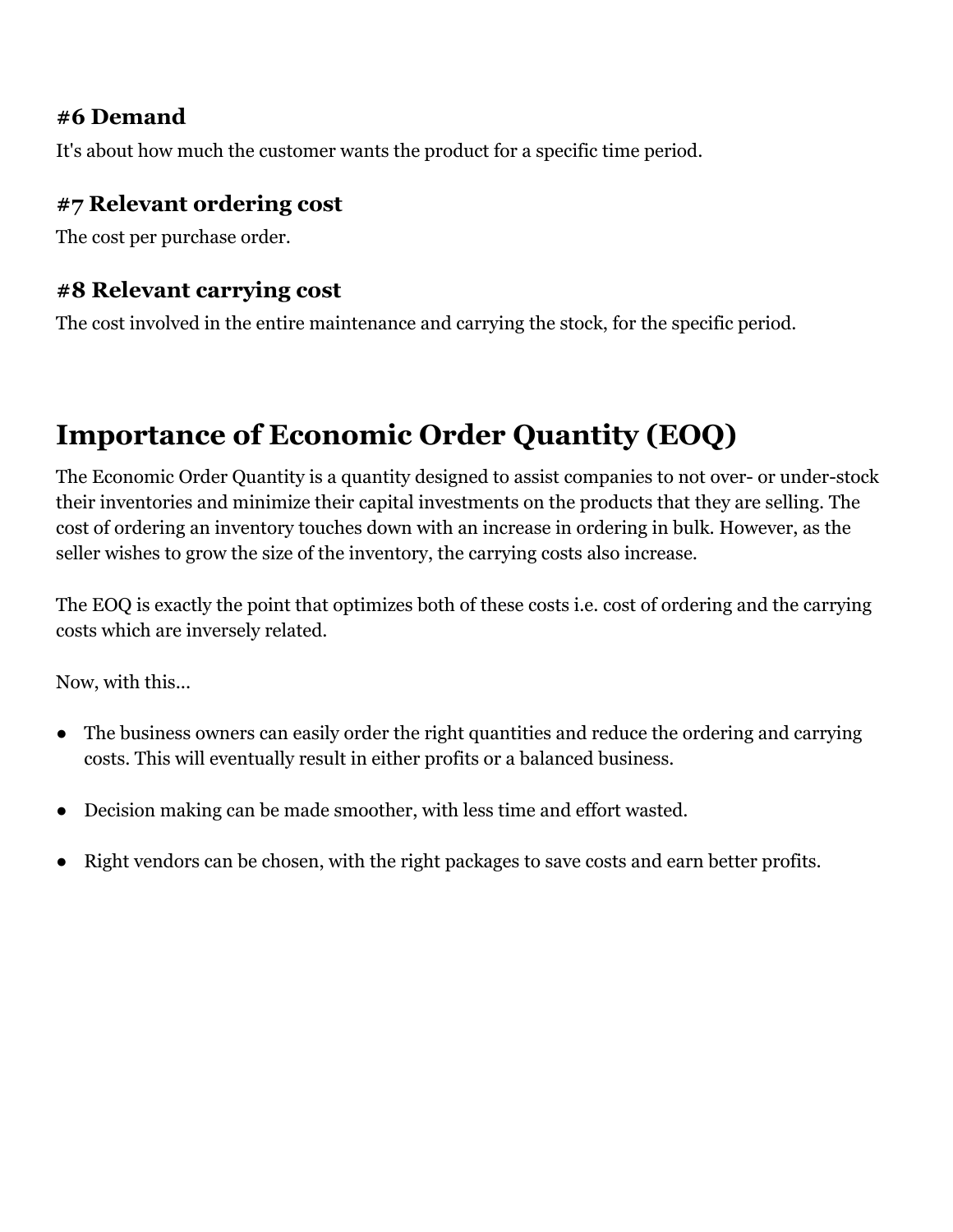### #6 Demand

It's about how much the customer wants the product for a specific time period.

### #7 Relevant ordering cost

The cost per purchase order.

### #8 Relevant carrying cost

The cost involved in the entire maintenance and carrying the stock, for the specific period.

## Importance of Economic Order Quantity (EOQ)

The Economic Order Quantity is a quantity designed to assist companies to not over- or under-stock their inventories and minimize their capital investments on the products that they are selling. The cost of ordering an inventory touches down with an increase in ordering in bulk. However, as the seller wishes to grow the size of the inventory, the carrying costs also increase.

The EOQ is exactly the point that optimizes both of these costs i.e. cost of ordering and the carrying costs which are inversely related.

Now, with this...

- The business owners can easily order the right quantities and reduce the ordering and carrying costs. This will eventually result in either profits or a balanced business.
- Decision making can be made smoother, with less time and effort wasted.
- Right vendors can be chosen, with the right packages to save costs and earn better profits.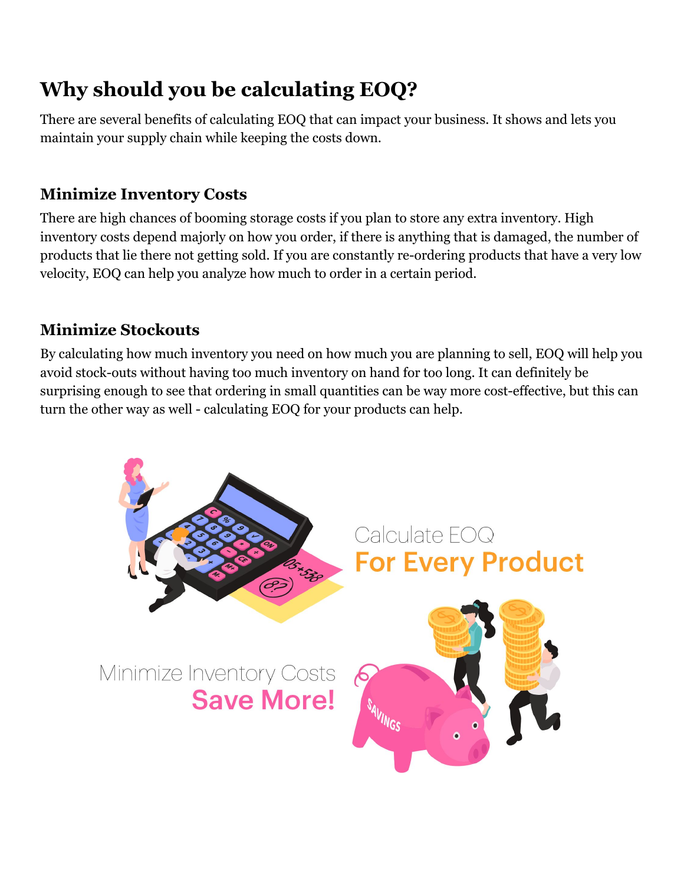## Why should you be calculating EOQ?

There are several benefits of calculating EOQ that can impact your business. It shows and lets you maintain your supply chain while keeping the costs down.

### Minimize Inventory Costs

There are high chances of booming storage costs if you plan to store any extra inventory. High inventory costs depend majorly on how you order, if there is anything that is damaged, the number of products that lie there not getting sold. If you are constantly re-ordering products that have a very low velocity, EOQ can help you analyze how much to order in a certain period.

### Minimize Stockouts

By calculating how much inventory you need on how much you are planning to sell, EOQ will help you avoid stock-outs without having too much inventory on hand for too long. It can definitely be surprising enough to see that ordering in small quantities can be way more cost-effective, but this can turn the other way as well - calculating EOQ for your products can help.

Calculate EOQ **For Every Product**

Minimize Inventory Costs **Save More!**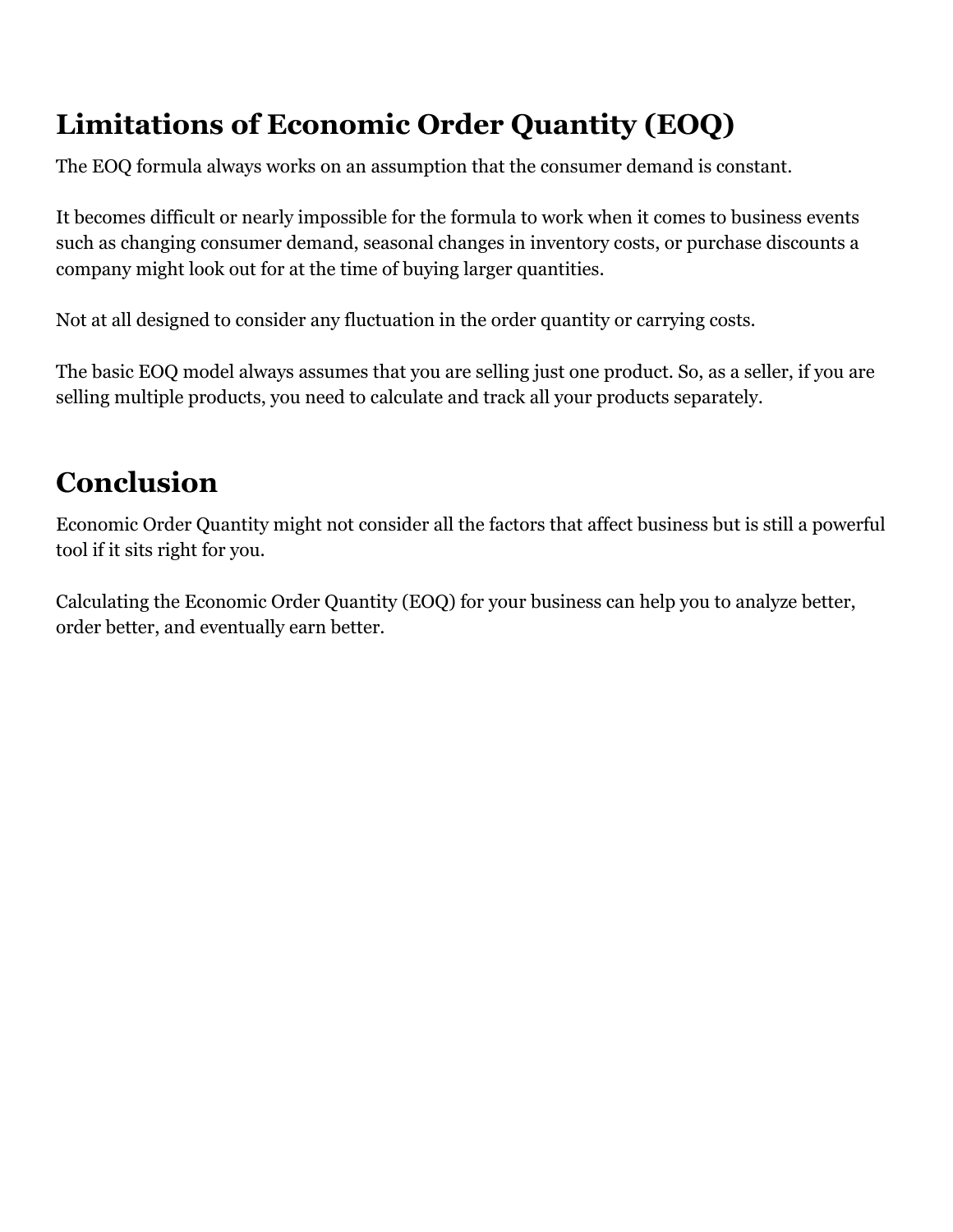## Limitations of Economic Order Quantity (EOQ)

The EOQ formula always works on an assumption that the consumer demand is constant.

It becomes difficult or nearly impossible for the formula to work when it comes to business events such as changing consumer demand, seasonal changes in inventory costs, or purchase discounts a company might look out for at the time of buying larger quantities.

Not at all designed to consider any fluctuation in the order quantity or carrying costs.

The basic EOQ model always assumes that you are selling just one product. So, as a seller, if you are selling multiple products, you need to calculate and track all your products separately.

## Conclusion

Economic Order Quantity might not consider all the factors that affect business but is still a powerful tool if it sits right for you.

Calculating the Economic Order Quantity (EOQ) for your business can help you to analyze better, order better, and eventually earn better.